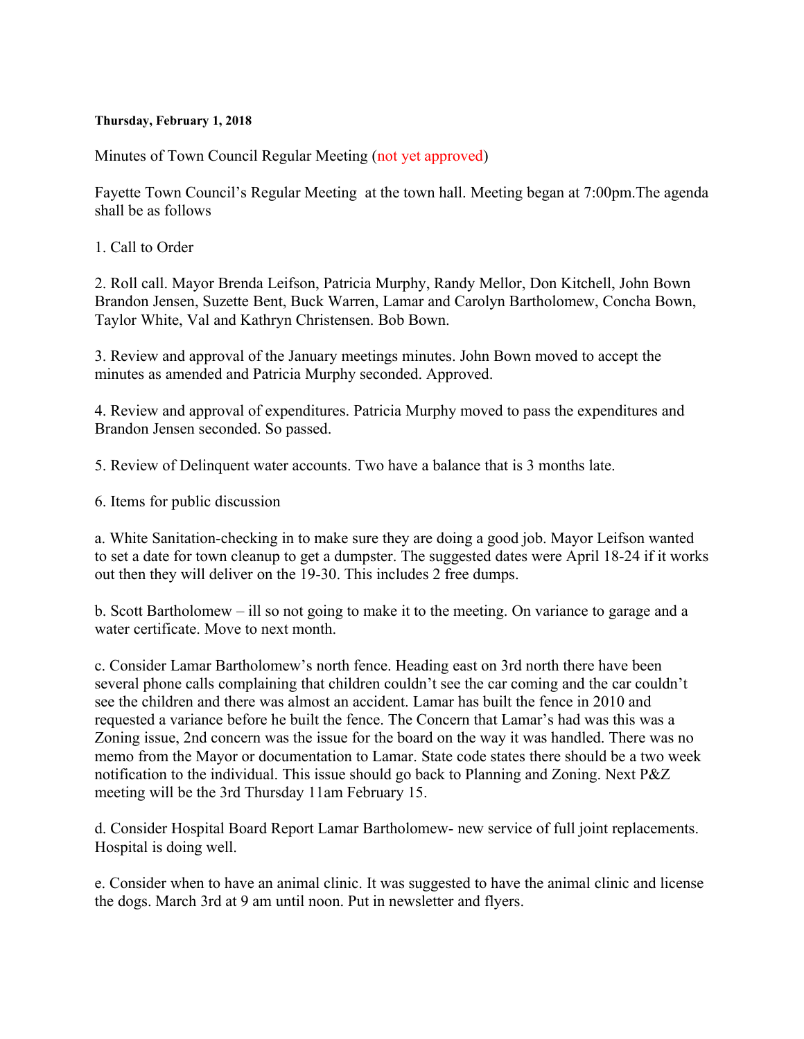**Thursday, February 1, 2018**

Minutes of Town Council Regular Meeting (not yet approved)

Fayette Town Council's Regular Meeting at the town hall. Meeting began at 7:00pm.The agenda shall be as follows

1. Call to Order

2. Roll call. Mayor Brenda Leifson, Patricia Murphy, Randy Mellor, Don Kitchell, John Bown Brandon Jensen, Suzette Bent, Buck Warren, Lamar and Carolyn Bartholomew, Concha Bown, Taylor White, Val and Kathryn Christensen. Bob Bown.

3. Review and approval of the January meetings minutes. John Bown moved to accept the minutes as amended and Patricia Murphy seconded. Approved.

4. Review and approval of expenditures. Patricia Murphy moved to pass the expenditures and Brandon Jensen seconded. So passed.

5. Review of Delinquent water accounts. Two have a balance that is 3 months late.

6. Items for public discussion

a. White Sanitation-checking in to make sure they are doing a good job. Mayor Leifson wanted to set a date for town cleanup to get a dumpster. The suggested dates were April 18-24 if it works out then they will deliver on the 19-30. This includes 2 free dumps.

b. Scott Bartholomew – ill so not going to make it to the meeting. On variance to garage and a water certificate. Move to next month.

c. Consider Lamar Bartholomew's north fence. Heading east on 3rd north there have been several phone calls complaining that children couldn't see the car coming and the car couldn't see the children and there was almost an accident. Lamar has built the fence in 2010 and requested a variance before he built the fence. The Concern that Lamar's had was this was a Zoning issue, 2nd concern was the issue for the board on the way it was handled. There was no memo from the Mayor or documentation to Lamar. State code states there should be a two week notification to the individual. This issue should go back to Planning and Zoning. Next P&Z meeting will be the 3rd Thursday 11am February 15.

d. Consider Hospital Board Report Lamar Bartholomew- new service of full joint replacements. Hospital is doing well.

e. Consider when to have an animal clinic. It was suggested to have the animal clinic and license the dogs. March 3rd at 9 am until noon. Put in newsletter and flyers.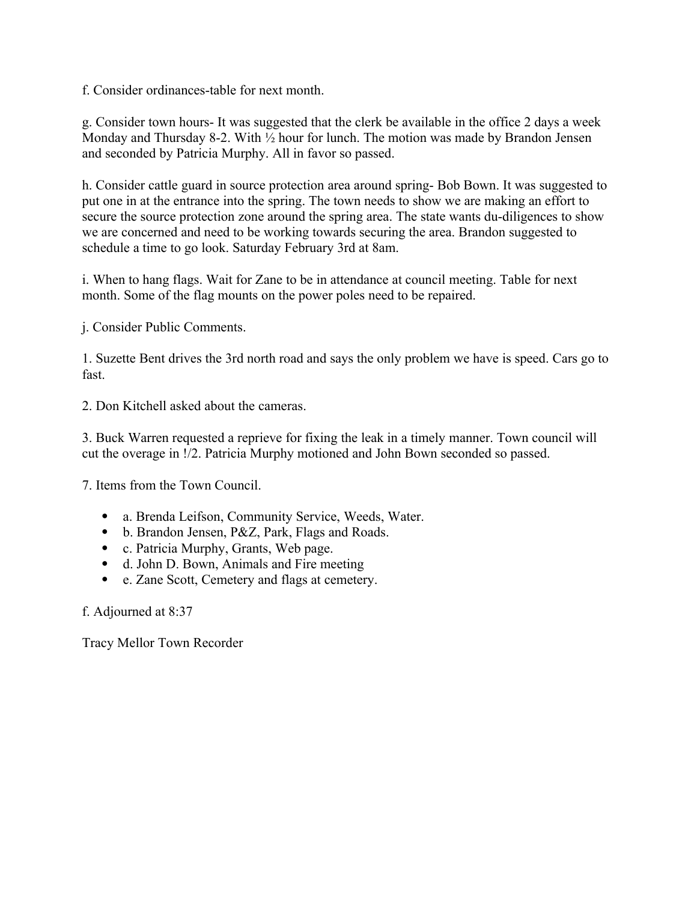f. Consider ordinances-table for next month.

g. Consider town hours- It was suggested that the clerk be available in the office 2 days a week Monday and Thursday 8-2. With ½ hour for lunch. The motion was made by Brandon Jensen and seconded by Patricia Murphy. All in favor so passed.

h. Consider cattle guard in source protection area around spring- Bob Bown. It was suggested to put one in at the entrance into the spring. The town needs to show we are making an effort to secure the source protection zone around the spring area. The state wants du-diligences to show we are concerned and need to be working towards securing the area. Brandon suggested to schedule a time to go look. Saturday February 3rd at 8am.

i. When to hang flags. Wait for Zane to be in attendance at council meeting. Table for next month. Some of the flag mounts on the power poles need to be repaired.

j. Consider Public Comments.

1. Suzette Bent drives the 3rd north road and says the only problem we have is speed. Cars go to fast.

2. Don Kitchell asked about the cameras.

3. Buck Warren requested a reprieve for fixing the leak in a timely manner. Town council will cut the overage in !/2. Patricia Murphy motioned and John Bown seconded so passed.

7. Items from the Town Council.

- a. Brenda Leifson, Community Service, Weeds, Water.
- b. Brandon Jensen, P&Z, Park, Flags and Roads.
- c. Patricia Murphy, Grants, Web page.
- d. John D. Bown, Animals and Fire meeting
- e. Zane Scott, Cemetery and flags at cemetery.

f. Adjourned at 8:37

Tracy Mellor Town Recorder